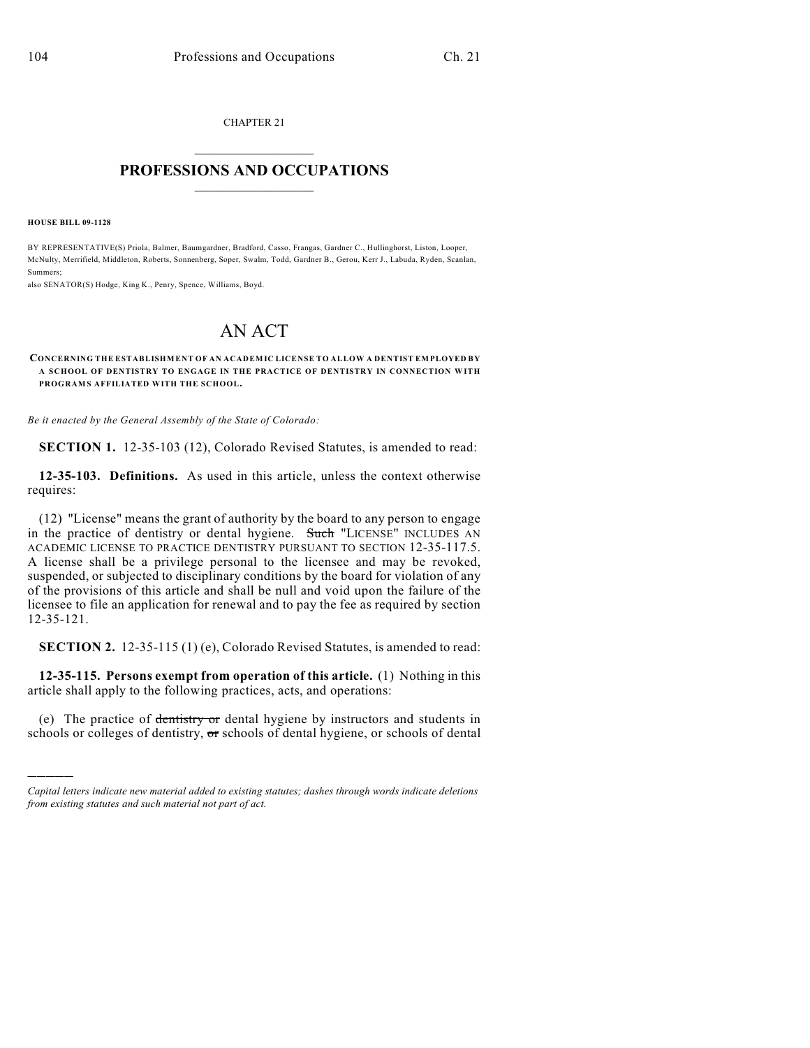CHAPTER 21

# PROFESSIONS AND OCCUPATIONS

**HOUSE BILL 09-1128**

BY REPRESENTATIVE(S) Priola, Balmer, Baumgardner, Bradford, Casso, Frangas, Gardner C., Hullinghorst, Liston, Looper, McNulty, Merrifield, Middleton, Roberts, Sonnenberg, Soper, Swalm, Todd, Gardner B., Gerou, Kerr J., Labuda, Ryden, Scanlan, Summers;
also SENATOR(S) Hodge, King K., Penry, Spence, Williams, Boyd.

# AN ACT

**CONCERNING THE ESTABLISHMENT OF AN ACADEMIC LICENSE TO ALLOW A DENTIST EMPLOYED BY A SCHOOL OF DENTISTRY TO ENGAGE IN THE PRACTICE OF DENTISTRY IN CONNECTION WITH PROGRAMS AFFILIATED WITH THE SCHOOL.**

*Be it enacted by the General Assembly of the State of Colorado:*

**SECTION 1.** 12-35-103 (12), Colorado Revised Statutes, is amended to read:

**12-35-103. Definitions.** As used in this article, unless the context otherwise requires:

(12) "License" means the grant of authority by the board to any person to engage in the practice of dentistry or dental hygiene. ~~Such~~ "LICENSE" INCLUDES AN ACADEMIC LICENSE TO PRACTICE DENTISTRY PURSUANT TO SECTION 12-35-117.5. A license shall be a privilege personal to the licensee and may be revoked, suspended, or subjected to disciplinary conditions by the board for violation of any of the provisions of this article and shall be null and void upon the failure of the licensee to file an application for renewal and to pay the fee as required by section 12-35-121.

**SECTION 2.** 12-35-115 (1) (e), Colorado Revised Statutes, is amended to read:

**12-35-115. Persons exempt from operation of this article.** (1) Nothing in this article shall apply to the following practices, acts, and operations:

(e) The practice of ~~dentistry or~~ dental hygiene by instructors and students in schools or colleges of dentistry, ~~or~~ schools of dental hygiene, or schools of dental

---

*Capital letters indicate new material added to existing statutes; dashes through words indicate deletions from existing statutes and such material not part of act.*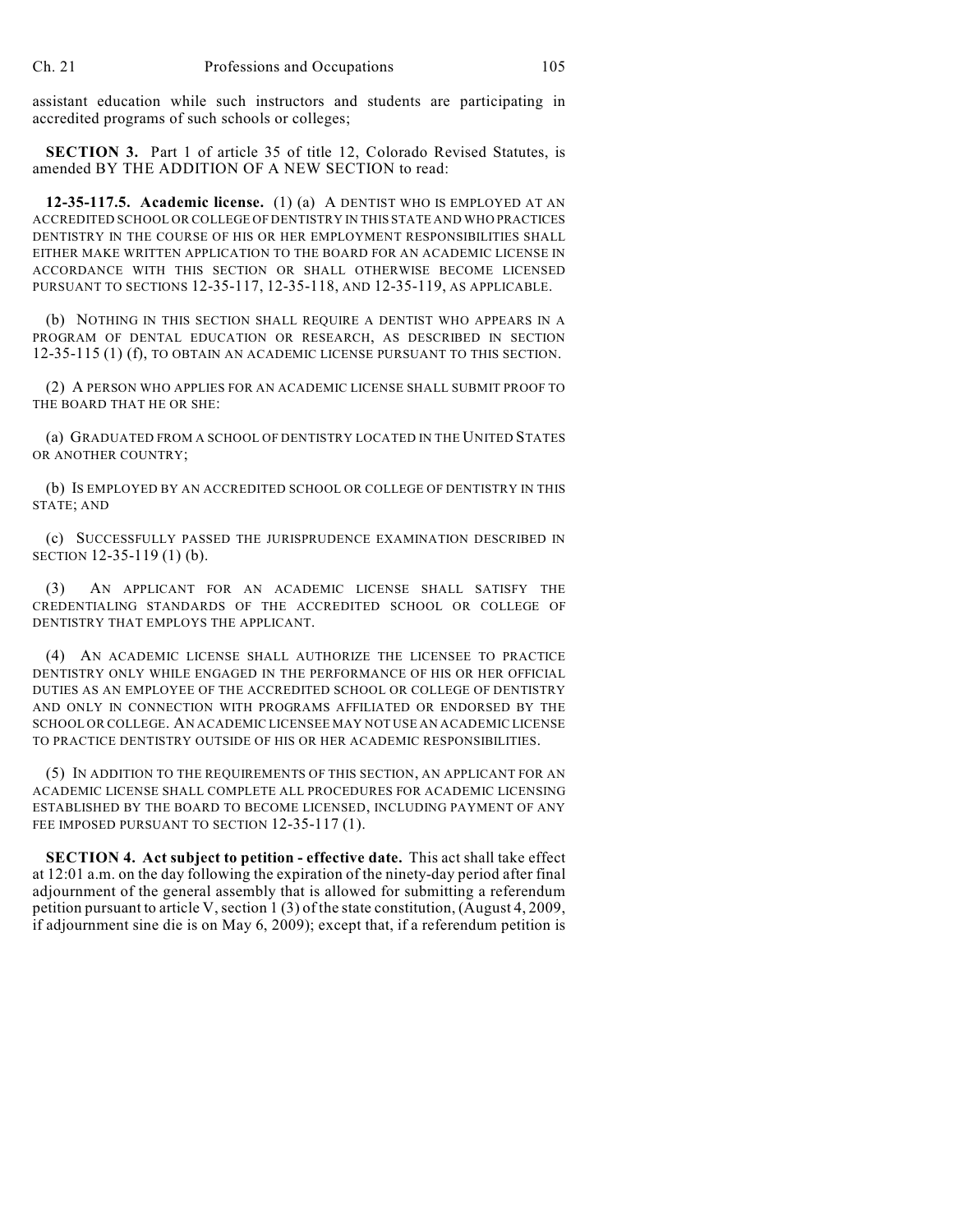assistant education while such instructors and students are participating in accredited programs of such schools or colleges;

**SECTION 3.** Part 1 of article 35 of title 12, Colorado Revised Statutes, is amended BY THE ADDITION OF A NEW SECTION to read:

**12-35-117.5. Academic license.** (1) (a) A DENTIST WHO IS EMPLOYED AT AN ACCREDITED SCHOOL OR COLLEGE OF DENTISTRY IN THIS STATE AND WHO PRACTICES DENTISTRY IN THE COURSE OF HIS OR HER EMPLOYMENT RESPONSIBILITIES SHALL EITHER MAKE WRITTEN APPLICATION TO THE BOARD FOR AN ACADEMIC LICENSE IN ACCORDANCE WITH THIS SECTION OR SHALL OTHERWISE BECOME LICENSED PURSUANT TO SECTIONS 12-35-117, 12-35-118, AND 12-35-119, AS APPLICABLE.

(b) NOTHING IN THIS SECTION SHALL REQUIRE A DENTIST WHO APPEARS IN A PROGRAM OF DENTAL EDUCATION OR RESEARCH, AS DESCRIBED IN SECTION 12-35-115 (1) (f), TO OBTAIN AN ACADEMIC LICENSE PURSUANT TO THIS SECTION.

(2) A PERSON WHO APPLIES FOR AN ACADEMIC LICENSE SHALL SUBMIT PROOF TO THE BOARD THAT HE OR SHE:

(a) GRADUATED FROM A SCHOOL OF DENTISTRY LOCATED IN THE UNITED STATES OR ANOTHER COUNTRY;

(b) IS EMPLOYED BY AN ACCREDITED SCHOOL OR COLLEGE OF DENTISTRY IN THIS STATE; AND

(c) SUCCESSFULLY PASSED THE JURISPRUDENCE EXAMINATION DESCRIBED IN SECTION 12-35-119 (1) (b).

(3) AN APPLICANT FOR AN ACADEMIC LICENSE SHALL SATISFY THE CREDENTIALING STANDARDS OF THE ACCREDITED SCHOOL OR COLLEGE OF DENTISTRY THAT EMPLOYS THE APPLICANT.

(4) AN ACADEMIC LICENSE SHALL AUTHORIZE THE LICENSEE TO PRACTICE DENTISTRY ONLY WHILE ENGAGED IN THE PERFORMANCE OF HIS OR HER OFFICIAL DUTIES AS AN EMPLOYEE OF THE ACCREDITED SCHOOL OR COLLEGE OF DENTISTRY AND ONLY IN CONNECTION WITH PROGRAMS AFFILIATED OR ENDORSED BY THE SCHOOL OR COLLEGE. AN ACADEMIC LICENSEE MAY NOT USE AN ACADEMIC LICENSE TO PRACTICE DENTISTRY OUTSIDE OF HIS OR HER ACADEMIC RESPONSIBILITIES.

(5) IN ADDITION TO THE REQUIREMENTS OF THIS SECTION, AN APPLICANT FOR AN ACADEMIC LICENSE SHALL COMPLETE ALL PROCEDURES FOR ACADEMIC LICENSING ESTABLISHED BY THE BOARD TO BECOME LICENSED, INCLUDING PAYMENT OF ANY FEE IMPOSED PURSUANT TO SECTION 12-35-117 (1).

**SECTION 4. Act subject to petition - effective date.** This act shall take effect at 12:01 a.m. on the day following the expiration of the ninety-day period after final adjournment of the general assembly that is allowed for submitting a referendum petition pursuant to article V, section 1 (3) of the state constitution, (August 4, 2009, if adjournment sine die is on May 6, 2009); except that, if a referendum petition is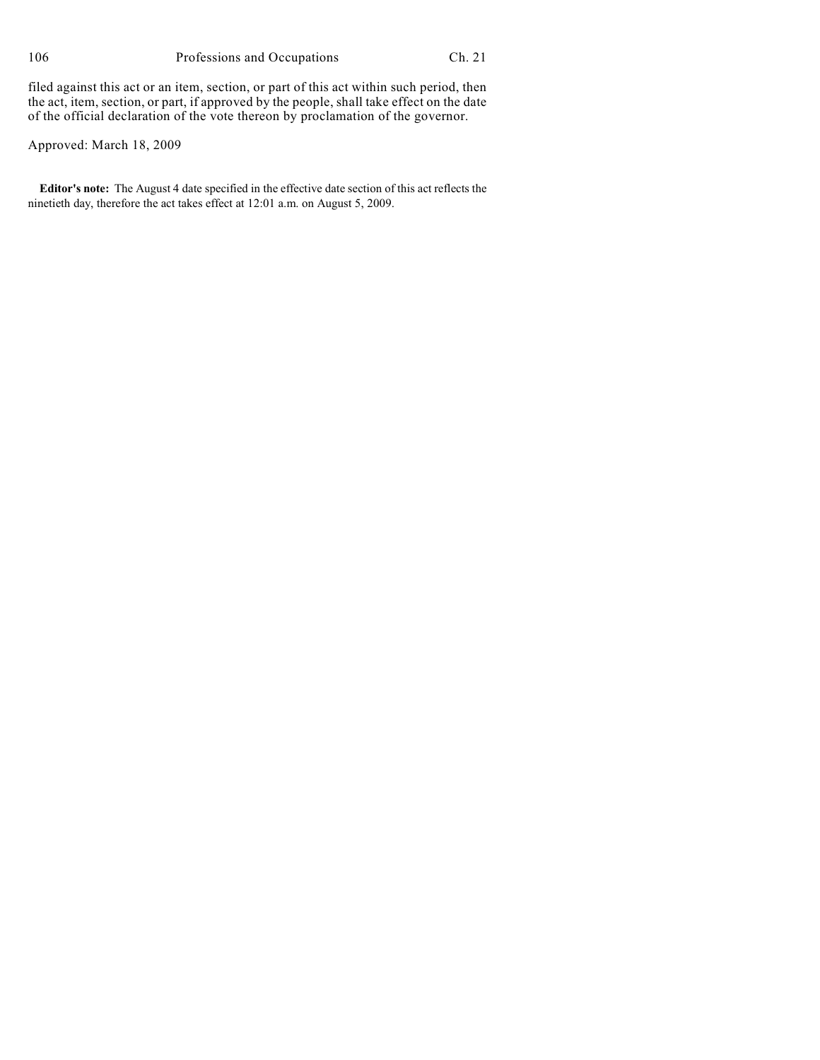filed against this act or an item, section, or part of this act within such period, then the act, item, section, or part, if approved by the people, shall take effect on the date of the official declaration of the vote thereon by proclamation of the governor.

Approved: March 18, 2009

**Editor's note:** The August 4 date specified in the effective date section of this act reflects the ninetieth day, therefore the act takes effect at 12:01 a.m. on August 5, 2009.